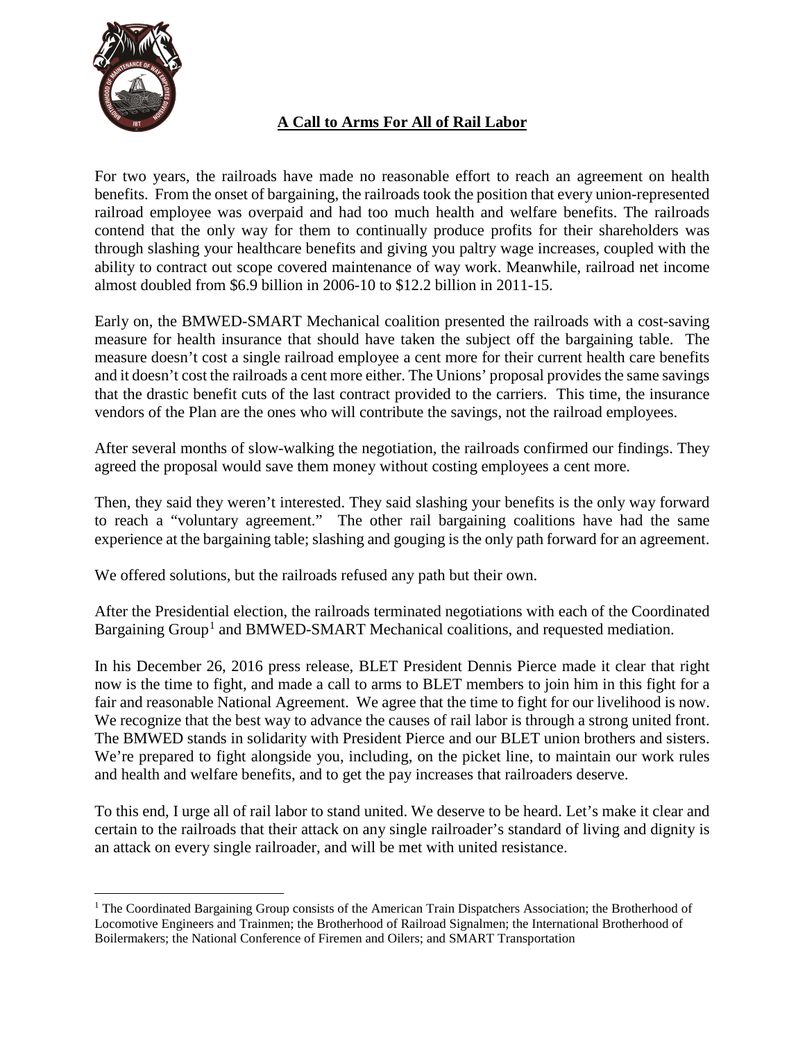## A Call to Arms For All of Rail Labor

For two years, the railroads have made no reasonable effort to reach an agreement on health benefits. From the onset of bargaining, the railroads took the position that every union-represented railroad employee was overpaid and had too much health and welfare benefits. The railroads contend that the only way for them to continually produce profits for their shareholders was through slashing your healthcare benefits and giving you paltry wage increases, coupled with the ability to contract out scope covered maintenance of way work. Meanwhile, railroad net income almost doubled from $6.9 billion in 2006-10 to $12.2 billion in 2011-15.

Early on, the BMWED-SMART Mechanical coalition presented the railroads with a cost-saving measure for health insurance that should have taken the subject off the bargaining table. The measure doesn't cost a single railroad employee a cent more for their current health care benefits and it doesn't cost the railroads a cent more either. The Unions' proposal provides the same savings that the drastic benefit cuts of the last contract provided to the carriers. This time, the insurance vendors of the Plan are the ones who will contribute the savings, not the railroad employees.

After several months of slow-walking the negotiation, the railroads confirmed our findings. They agreed the proposal would save them money without costing employees a cent more.

Then, they said they weren't interested. They said slashing your benefits is the only way forward to reach a "voluntary agreement." The other rail bargaining coalitions have had the same experience at the bargaining table; slashing and gouging is the only path forward for an agreement.

We offered solutions, but the railroads refused any path but their own.

After the Presidential election, the railroads terminated negotiations with each of the Coordinated Bargaining Group[1] and BMWED-SMART Mechanical coalitions, and requested mediation.

In his December 26, 2016 press release, BLET President Dennis Pierce made it clear that right now is the time to fight, and made a call to arms to BLET members to join him in this fight for a fair and reasonable National Agreement. We agree that the time to fight for our livelihood is now. We recognize that the best way to advance the causes of rail labor is through a strong united front. The BMWED stands in solidarity with President Pierce and our BLET union brothers and sisters. We're prepared to fight alongside you, including, on the picket line, to maintain our work rules and health and welfare benefits, and to get the pay increases that railroaders deserve.

To this end, I urge all of rail labor to stand united. We deserve to be heard. Let's make it clear and certain to the railroads that their attack on any single railroader's standard of living and dignity is an attack on every single railroader, and will be met with united resistance.

[1] The Coordinated Bargaining Group consists of the American Train Dispatchers Association; the Brotherhood of Locomotive Engineers and Trainmen; the Brotherhood of Railroad Signalmen; the International Brotherhood of Boilermakers; the National Conference of Firemen and Oilers; and SMART Transportation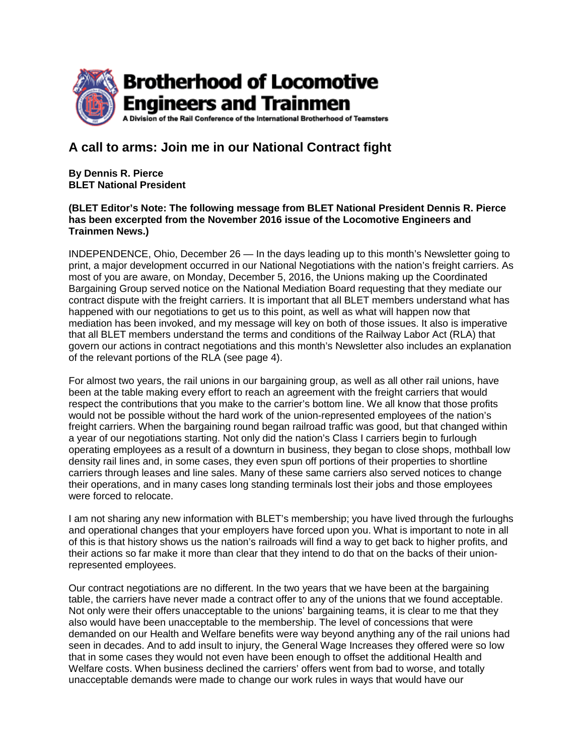**Brotherhood of Locomotive Engineers and Trainmen**

A Division of the Rail Conference of the International Brotherhood of Teamsters

## A call to arms: Join me in our National Contract fight

**By Dennis R. Pierce**
**BLET National President**

**(BLET Editor's Note: The following message from BLET National President Dennis R. Pierce has been excerpted from the November 2016 issue of the Locomotive Engineers and Trainmen News.)**

INDEPENDENCE, Ohio, December 26 — In the days leading up to this month's Newsletter going to print, a major development occurred in our National Negotiations with the nation's freight carriers. As most of you are aware, on Monday, December 5, 2016, the Unions making up the Coordinated Bargaining Group served notice on the National Mediation Board requesting that they mediate our contract dispute with the freight carriers. It is important that all BLET members understand what has happened with our negotiations to get us to this point, as well as what will happen now that mediation has been invoked, and my message will key on both of those issues. It also is imperative that all BLET members understand the terms and conditions of the Railway Labor Act (RLA) that govern our actions in contract negotiations and this month's Newsletter also includes an explanation of the relevant portions of the RLA (see page 4).

For almost two years, the rail unions in our bargaining group, as well as all other rail unions, have been at the table making every effort to reach an agreement with the freight carriers that would respect the contributions that you make to the carrier's bottom line. We all know that those profits would not be possible without the hard work of the union-represented employees of the nation's freight carriers. When the bargaining round began railroad traffic was good, but that changed within a year of our negotiations starting. Not only did the nation's Class I carriers begin to furlough operating employees as a result of a downturn in business, they began to close shops, mothball low density rail lines and, in some cases, they even spun off portions of their properties to shortline carriers through leases and line sales. Many of these same carriers also served notices to change their operations, and in many cases long standing terminals lost their jobs and those employees were forced to relocate.

I am not sharing any new information with BLET's membership; you have lived through the furloughs and operational changes that your employers have forced upon you. What is important to note in all of this is that history shows us the nation's railroads will find a way to get back to higher profits, and their actions so far make it more than clear that they intend to do that on the backs of their union-represented employees.

Our contract negotiations are no different. In the two years that we have been at the bargaining table, the carriers have never made a contract offer to any of the unions that we found acceptable. Not only were their offers unacceptable to the unions' bargaining teams, it is clear to me that they also would have been unacceptable to the membership. The level of concessions that were demanded on our Health and Welfare benefits were way beyond anything any of the rail unions had seen in decades. And to add insult to injury, the General Wage Increases they offered were so low that in some cases they would not even have been enough to offset the additional Health and Welfare costs. When business declined the carriers' offers went from bad to worse, and totally unacceptable demands were made to change our work rules in ways that would have our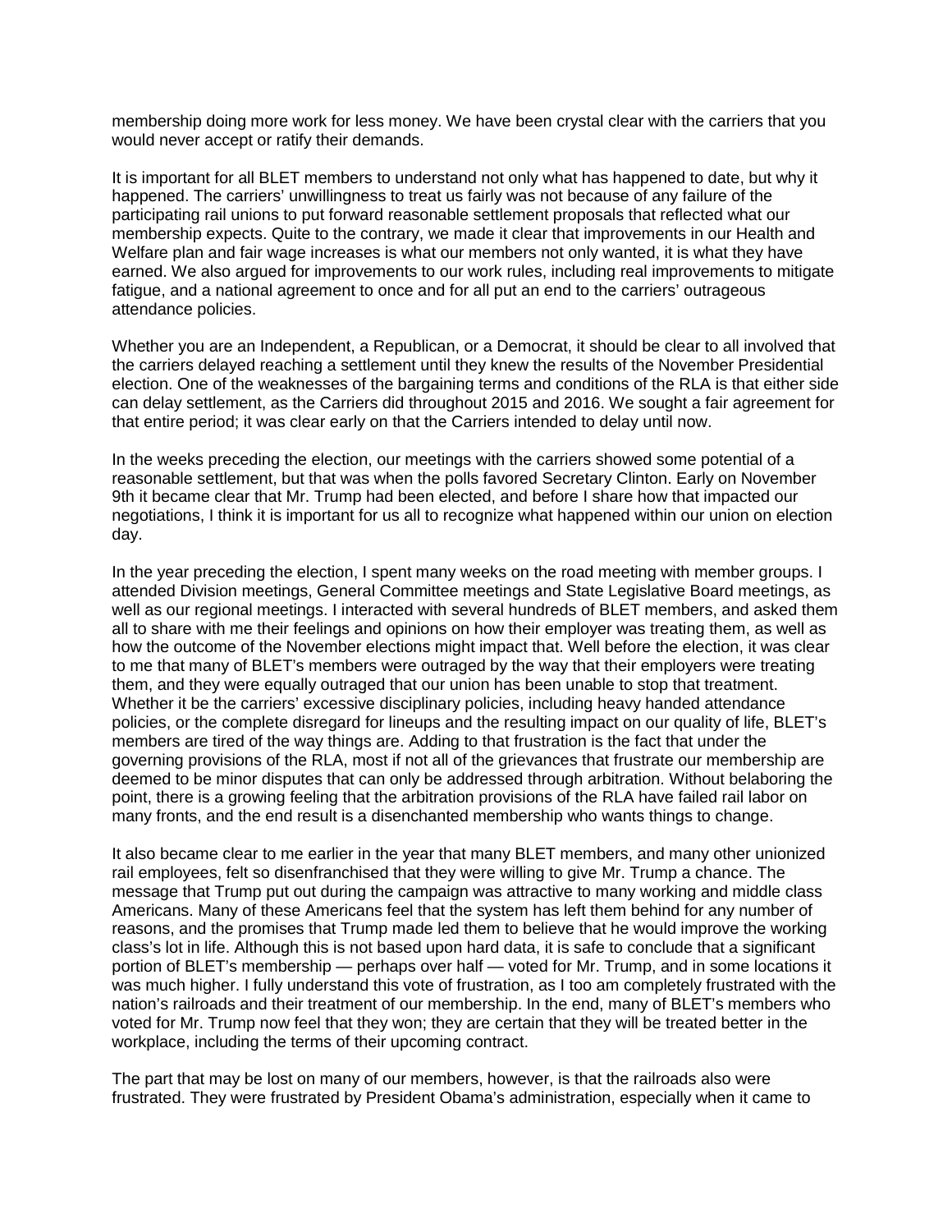membership doing more work for less money. We have been crystal clear with the carriers that you would never accept or ratify their demands.

It is important for all BLET members to understand not only what has happened to date, but why it happened. The carriers' unwillingness to treat us fairly was not because of any failure of the participating rail unions to put forward reasonable settlement proposals that reflected what our membership expects. Quite to the contrary, we made it clear that improvements in our Health and Welfare plan and fair wage increases is what our members not only wanted, it is what they have earned. We also argued for improvements to our work rules, including real improvements to mitigate fatigue, and a national agreement to once and for all put an end to the carriers' outrageous attendance policies.

Whether you are an Independent, a Republican, or a Democrat, it should be clear to all involved that the carriers delayed reaching a settlement until they knew the results of the November Presidential election. One of the weaknesses of the bargaining terms and conditions of the RLA is that either side can delay settlement, as the Carriers did throughout 2015 and 2016. We sought a fair agreement for that entire period; it was clear early on that the Carriers intended to delay until now.

In the weeks preceding the election, our meetings with the carriers showed some potential of a reasonable settlement, but that was when the polls favored Secretary Clinton. Early on November 9th it became clear that Mr. Trump had been elected, and before I share how that impacted our negotiations, I think it is important for us all to recognize what happened within our union on election day.

In the year preceding the election, I spent many weeks on the road meeting with member groups. I attended Division meetings, General Committee meetings and State Legislative Board meetings, as well as our regional meetings. I interacted with several hundreds of BLET members, and asked them all to share with me their feelings and opinions on how their employer was treating them, as well as how the outcome of the November elections might impact that. Well before the election, it was clear to me that many of BLET's members were outraged by the way that their employers were treating them, and they were equally outraged that our union has been unable to stop that treatment. Whether it be the carriers' excessive disciplinary policies, including heavy handed attendance policies, or the complete disregard for lineups and the resulting impact on our quality of life, BLET's members are tired of the way things are. Adding to that frustration is the fact that under the governing provisions of the RLA, most if not all of the grievances that frustrate our membership are deemed to be minor disputes that can only be addressed through arbitration. Without belaboring the point, there is a growing feeling that the arbitration provisions of the RLA have failed rail labor on many fronts, and the end result is a disenchanted membership who wants things to change.

It also became clear to me earlier in the year that many BLET members, and many other unionized rail employees, felt so disenfranchised that they were willing to give Mr. Trump a chance. The message that Trump put out during the campaign was attractive to many working and middle class Americans. Many of these Americans feel that the system has left them behind for any number of reasons, and the promises that Trump made led them to believe that he would improve the working class's lot in life. Although this is not based upon hard data, it is safe to conclude that a significant portion of BLET's membership — perhaps over half — voted for Mr. Trump, and in some locations it was much higher. I fully understand this vote of frustration, as I too am completely frustrated with the nation's railroads and their treatment of our membership. In the end, many of BLET's members who voted for Mr. Trump now feel that they won; they are certain that they will be treated better in the workplace, including the terms of their upcoming contract.

The part that may be lost on many of our members, however, is that the railroads also were frustrated. They were frustrated by President Obama's administration, especially when it came to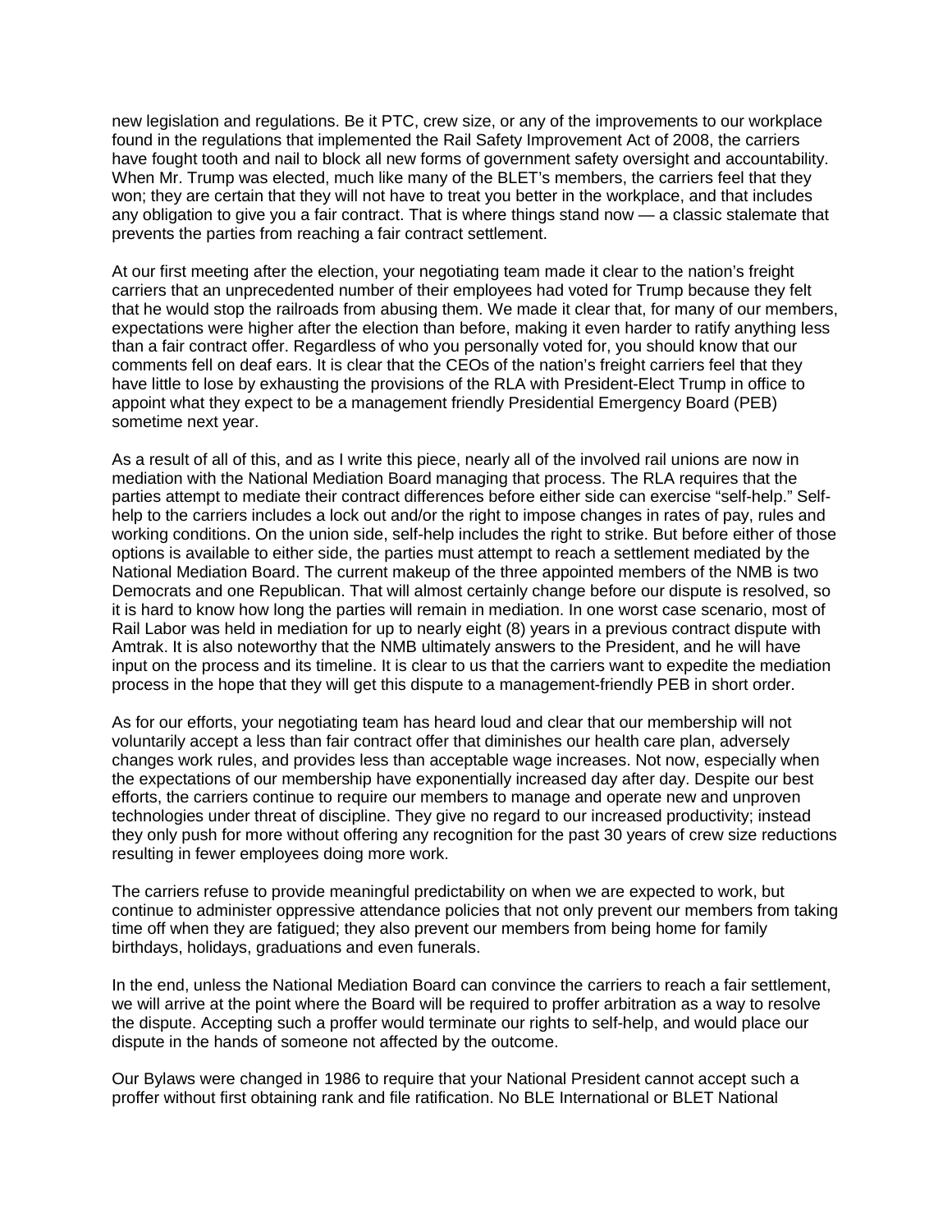new legislation and regulations. Be it PTC, crew size, or any of the improvements to our workplace found in the regulations that implemented the Rail Safety Improvement Act of 2008, the carriers have fought tooth and nail to block all new forms of government safety oversight and accountability. When Mr. Trump was elected, much like many of the BLET's members, the carriers feel that they won; they are certain that they will not have to treat you better in the workplace, and that includes any obligation to give you a fair contract. That is where things stand now — a classic stalemate that prevents the parties from reaching a fair contract settlement.

At our first meeting after the election, your negotiating team made it clear to the nation's freight carriers that an unprecedented number of their employees had voted for Trump because they felt that he would stop the railroads from abusing them. We made it clear that, for many of our members, expectations were higher after the election than before, making it even harder to ratify anything less than a fair contract offer. Regardless of who you personally voted for, you should know that our comments fell on deaf ears. It is clear that the CEOs of the nation's freight carriers feel that they have little to lose by exhausting the provisions of the RLA with President-Elect Trump in office to appoint what they expect to be a management friendly Presidential Emergency Board (PEB) sometime next year.

As a result of all of this, and as I write this piece, nearly all of the involved rail unions are now in mediation with the National Mediation Board managing that process. The RLA requires that the parties attempt to mediate their contract differences before either side can exercise "self-help." Self-help to the carriers includes a lock out and/or the right to impose changes in rates of pay, rules and working conditions. On the union side, self-help includes the right to strike. But before either of those options is available to either side, the parties must attempt to reach a settlement mediated by the National Mediation Board. The current makeup of the three appointed members of the NMB is two Democrats and one Republican. That will almost certainly change before our dispute is resolved, so it is hard to know how long the parties will remain in mediation. In one worst case scenario, most of Rail Labor was held in mediation for up to nearly eight (8) years in a previous contract dispute with Amtrak. It is also noteworthy that the NMB ultimately answers to the President, and he will have input on the process and its timeline. It is clear to us that the carriers want to expedite the mediation process in the hope that they will get this dispute to a management-friendly PEB in short order.

As for our efforts, your negotiating team has heard loud and clear that our membership will not voluntarily accept a less than fair contract offer that diminishes our health care plan, adversely changes work rules, and provides less than acceptable wage increases. Not now, especially when the expectations of our membership have exponentially increased day after day. Despite our best efforts, the carriers continue to require our members to manage and operate new and unproven technologies under threat of discipline. They give no regard to our increased productivity; instead they only push for more without offering any recognition for the past 30 years of crew size reductions resulting in fewer employees doing more work.

The carriers refuse to provide meaningful predictability on when we are expected to work, but continue to administer oppressive attendance policies that not only prevent our members from taking time off when they are fatigued; they also prevent our members from being home for family birthdays, holidays, graduations and even funerals.

In the end, unless the National Mediation Board can convince the carriers to reach a fair settlement, we will arrive at the point where the Board will be required to proffer arbitration as a way to resolve the dispute. Accepting such a proffer would terminate our rights to self-help, and would place our dispute in the hands of someone not affected by the outcome.

Our Bylaws were changed in 1986 to require that your National President cannot accept such a proffer without first obtaining rank and file ratification. No BLE International or BLET National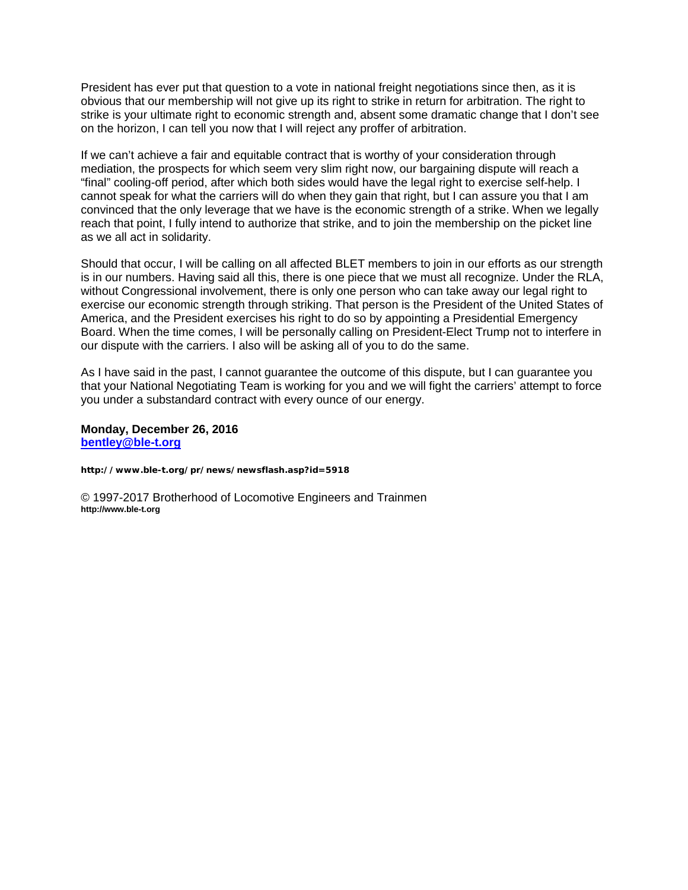President has ever put that question to a vote in national freight negotiations since then, as it is obvious that our membership will not give up its right to strike in return for arbitration. The right to strike is your ultimate right to economic strength and, absent some dramatic change that I don't see on the horizon, I can tell you now that I will reject any proffer of arbitration.

If we can't achieve a fair and equitable contract that is worthy of your consideration through mediation, the prospects for which seem very slim right now, our bargaining dispute will reach a "final" cooling-off period, after which both sides would have the legal right to exercise self-help. I cannot speak for what the carriers will do when they gain that right, but I can assure you that I am convinced that the only leverage that we have is the economic strength of a strike. When we legally reach that point, I fully intend to authorize that strike, and to join the membership on the picket line as we all act in solidarity.

Should that occur, I will be calling on all affected BLET members to join in our efforts as our strength is in our numbers. Having said all this, there is one piece that we must all recognize. Under the RLA, without Congressional involvement, there is only one person who can take away our legal right to exercise our economic strength through striking. That person is the President of the United States of America, and the President exercises his right to do so by appointing a Presidential Emergency Board. When the time comes, I will be personally calling on President-Elect Trump not to interfere in our dispute with the carriers. I also will be asking all of you to do the same.

As I have said in the past, I cannot guarantee the outcome of this dispute, but I can guarantee you that your National Negotiating Team is working for you and we will fight the carriers' attempt to force you under a substandard contract with every ounce of our energy.

**Monday, December 26, 2016**
**bentley@ble-t.org**

**http://www.ble-t.org/pr/news/newsflash.asp?id=5918**

© 1997-2017 Brotherhood of Locomotive Engineers and Trainmen
**http://www.ble-t.org**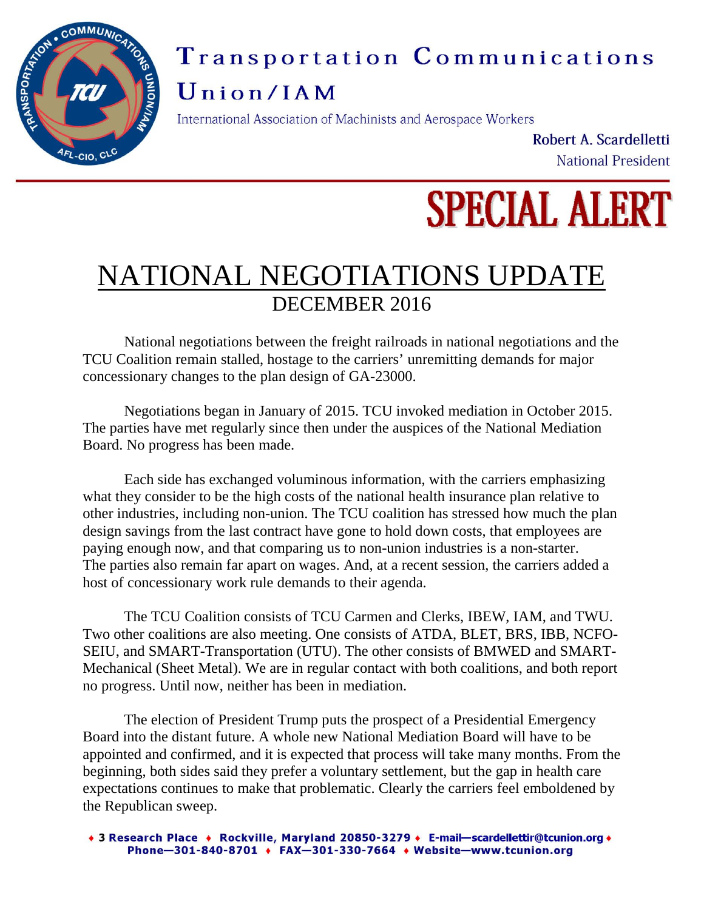# Transportation Communications Union/IAM

International Association of Machinists and Aerospace Workers

**Robert A. Scardelletti**
National President

# SPECIAL ALERT

## NATIONAL NEGOTIATIONS UPDATE
DECEMBER 2016

National negotiations between the freight railroads in national negotiations and the TCU Coalition remain stalled, hostage to the carriers' unremitting demands for major concessionary changes to the plan design of GA-23000.

Negotiations began in January of 2015. TCU invoked mediation in October 2015. The parties have met regularly since then under the auspices of the National Mediation Board. No progress has been made.

Each side has exchanged voluminous information, with the carriers emphasizing what they consider to be the high costs of the national health insurance plan relative to other industries, including non-union. The TCU coalition has stressed how much the plan design savings from the last contract have gone to hold down costs, that employees are paying enough now, and that comparing us to non-union industries is a non-starter. The parties also remain far apart on wages. And, at a recent session, the carriers added a host of concessionary work rule demands to their agenda.

The TCU Coalition consists of TCU Carmen and Clerks, IBEW, IAM, and TWU. Two other coalitions are also meeting. One consists of ATDA, BLET, BRS, IBB, NCFO-SEIU, and SMART-Transportation (UTU). The other consists of BMWED and SMART-Mechanical (Sheet Metal). We are in regular contact with both coalitions, and both report no progress. Until now, neither has been in mediation.

The election of President Trump puts the prospect of a Presidential Emergency Board into the distant future. A whole new National Mediation Board will have to be appointed and confirmed, and it is expected that process will take many months. From the beginning, both sides said they prefer a voluntary settlement, but the gap in health care expectations continues to make that problematic. Clearly the carriers feel emboldened by the Republican sweep.

♦ 3 Research Place ♦ Rockville, Maryland 20850-3279 ♦ E-mail—scardellettir@tcunion.org ♦ Phone—301-840-8701 ♦ FAX—301-330-7664 ♦ Website—www.tcunion.org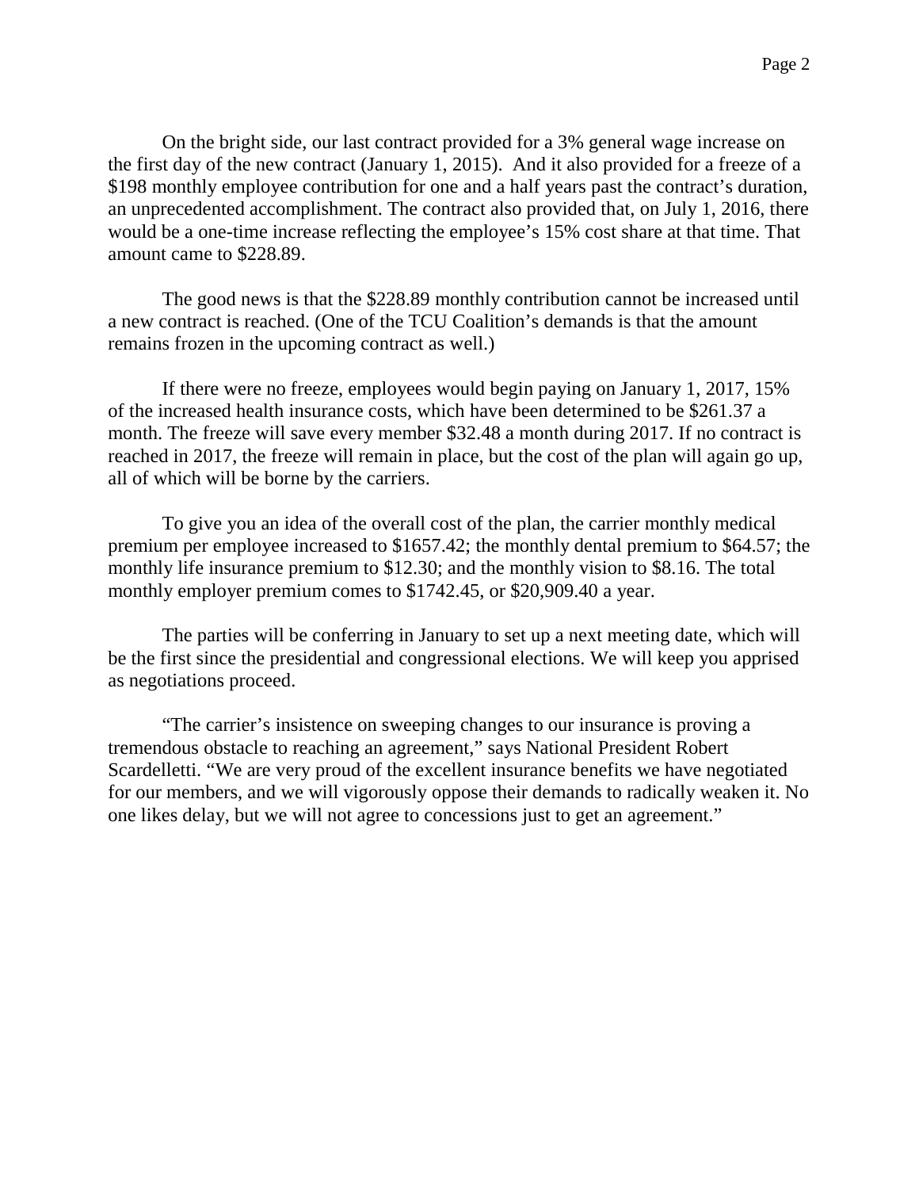On the bright side, our last contract provided for a 3% general wage increase on the first day of the new contract (January 1, 2015). And it also provided for a freeze of a $198 monthly employee contribution for one and a half years past the contract's duration, an unprecedented accomplishment. The contract also provided that, on July 1, 2016, there would be a one-time increase reflecting the employee's 15% cost share at that time. That amount came to $228.89.

The good news is that the $228.89 monthly contribution cannot be increased until a new contract is reached. (One of the TCU Coalition's demands is that the amount remains frozen in the upcoming contract as well.)

If there were no freeze, employees would begin paying on January 1, 2017, 15% of the increased health insurance costs, which have been determined to be $261.37 a month. The freeze will save every member $32.48 a month during 2017. If no contract is reached in 2017, the freeze will remain in place, but the cost of the plan will again go up, all of which will be borne by the carriers.

To give you an idea of the overall cost of the plan, the carrier monthly medical premium per employee increased to $1657.42; the monthly dental premium to $64.57; the monthly life insurance premium to $12.30; and the monthly vision to $8.16. The total monthly employer premium comes to $1742.45, or $20,909.40 a year.

The parties will be conferring in January to set up a next meeting date, which will be the first since the presidential and congressional elections. We will keep you apprised as negotiations proceed.

"The carrier's insistence on sweeping changes to our insurance is proving a tremendous obstacle to reaching an agreement," says National President Robert Scardelletti. "We are very proud of the excellent insurance benefits we have negotiated for our members, and we will vigorously oppose their demands to radically weaken it. No one likes delay, but we will not agree to concessions just to get an agreement."